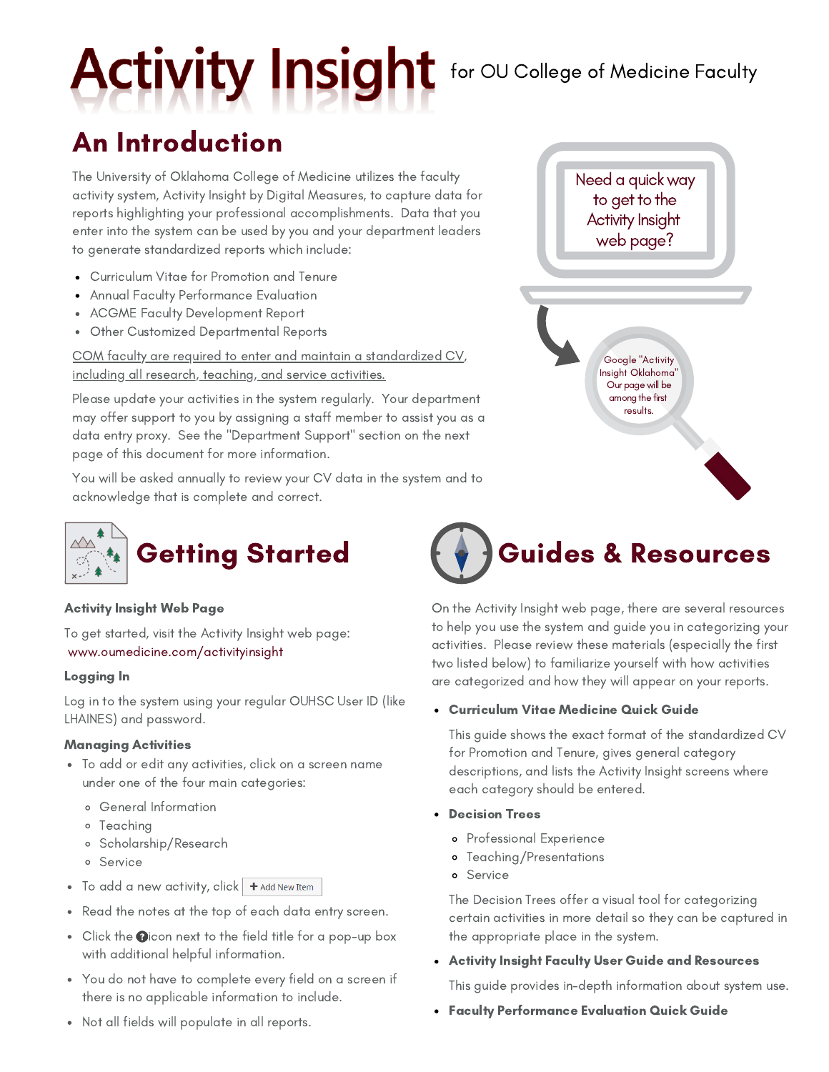# Activity Insight for OU College of Medicine Faculty

## An Introduction

The University of Oklahoma College of Medicine utilizes the faculty activity system, Activity Insight by Digital Measures, to capture data for reports highlighting your professional accomplishments. Data that you enter into the system can be used by you and your department leaders to generate standardized reports which include:

- Curriculum Vitae for Promotion and Tenure
- Annual Faculty Performance Evaluation
- ACGME Faculty Development Report
- Other Customized Departmental Reports

COM faculty are required to enter and maintain a standardized CV, including all research, teaching, and service activities.

Please update your activities in the system regularly. Your department may offer support to you by assigning a staff member to assist you as a data entry proxy. See the "Department Support" section on the next page of this document for more information.

You will be asked annually to review your CV data in the system and to acknowledge that is complete and correct.

Need a quick way to get to the Activity Insight web page?

Google "Activity Insight Oklahoma" Our page will be among the first results.

## Getting Started

**Activity Insight Web Page**

To get started, visit the Activity Insight web page: www.oumedicine.com/activityinsight

**Logging In**

Log in to the system using your regular OUHSC User ID (like LHAINES) and password.

**Managing Activities**

- To add or edit any activities, click on a screen name under one of the four main categories:
  - General Information
  - Teaching
  - Scholarship/Research
  - Service
- To add a new activity, click + Add New Item
- Read the notes at the top of each data entry screen.
- Click the ? icon next to the field title for a pop-up box with additional helpful information.
- You do not have to complete every field on a screen if there is no applicable information to include.
- Not all fields will populate in all reports.

## Guides & Resources

On the Activity Insight web page, there are several resources to help you use the system and guide you in categorizing your activities. Please review these materials (especially the first two listed below) to familiarize yourself with how activities are categorized and how they will appear on your reports.

- **Curriculum Vitae Medicine Quick Guide**

  This guide shows the exact format of the standardized CV for Promotion and Tenure, gives general category descriptions, and lists the Activity Insight screens where each category should be entered.

- **Decision Trees**
  - Professional Experience
  - Teaching/Presentations
  - Service

  The Decision Trees offer a visual tool for categorizing certain activities in more detail so they can be captured in the appropriate place in the system.

- **Activity Insight Faculty User Guide and Resources**

  This guide provides in-depth information about system use.

- **Faculty Performance Evaluation Quick Guide**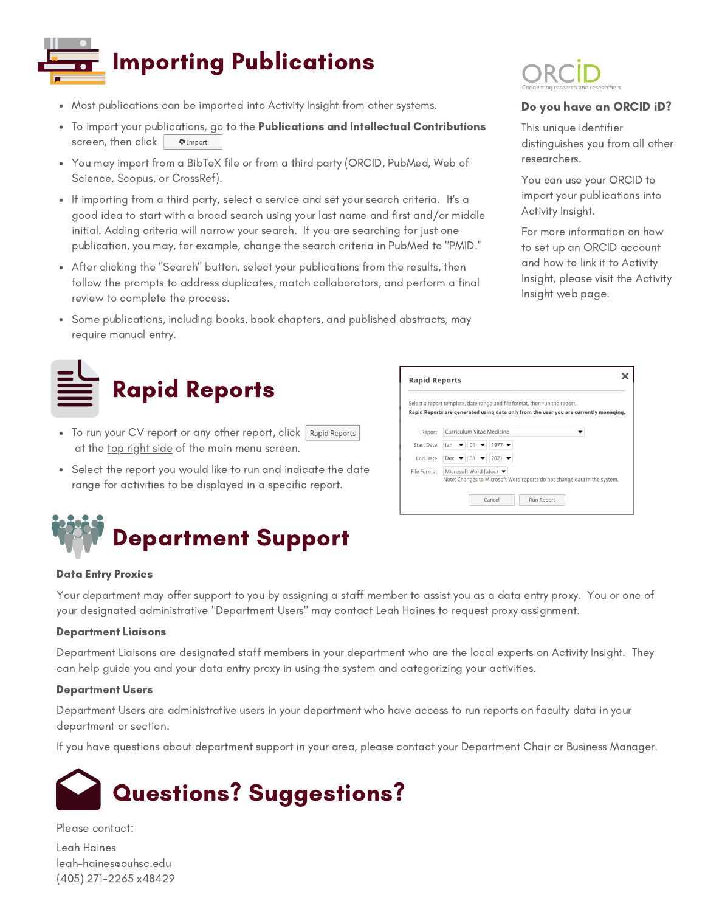# Importing Publications

- Most publications can be imported into Activity Insight from other systems.
- To import your publications, go to the **Publications and Intellectual Contributions** screen, then click Import
- You may import from a BibTeX file or from a third party (ORCID, PubMed, Web of Science, Scopus, or CrossRef).
- If importing from a third party, select a service and set your search criteria. It's a good idea to start with a broad search using your last name and first and/or middle initial. Adding criteria will narrow your search. If you are searching for just one publication, you may, for example, change the search criteria in PubMed to "PMID."
- After clicking the "Search" button, select your publications from the results, then follow the prompts to address duplicates, match collaborators, and perform a final review to complete the process.
- Some publications, including books, book chapters, and published abstracts, may require manual entry.

ORCID
Connecting research and researchers

**Do you have an ORCID iD?**

This unique identifier distinguishes you from all other researchers.

You can use your ORCID to import your publications into Activity Insight.

For more information on how to set up an ORCID account and how to link it to Activity Insight, please visit the Activity Insight web page.

# Rapid Reports

- To run your CV report or any other report, click Rapid Reports at the top right side of the main menu screen.
- Select the report you would like to run and indicate the date range for activities to be displayed in a specific report.

**Rapid Reports**

Select a report template, date range and file format, then run the report.
**Rapid Reports are generated using data only from the user you are currently managing.**

Report: Curriculum Vitae Medicine
Start Date: Jan 01 1977
End Date: Dec 31 2021
File Format: Microsoft Word (.doc)
Note: Changes to Microsoft Word reports do not change data in the system.

Cancel | Run Report

# Department Support

**Data Entry Proxies**

Your department may offer support to you by assigning a staff member to assist you as a data entry proxy. You or one of your designated administrative "Department Users" may contact Leah Haines to request proxy assignment.

**Department Liaisons**

Department Liaisons are designated staff members in your department who are the local experts on Activity Insight. They can help guide you and your data entry proxy in using the system and categorizing your activities.

**Department Users**

Department Users are administrative users in your department who have access to run reports on faculty data in your department or section.

If you have questions about department support in your area, please contact your Department Chair or Business Manager.

# Questions? Suggestions?

Please contact:

Leah Haines
leah-haines@ouhsc.edu
(405) 271-2265 x48429